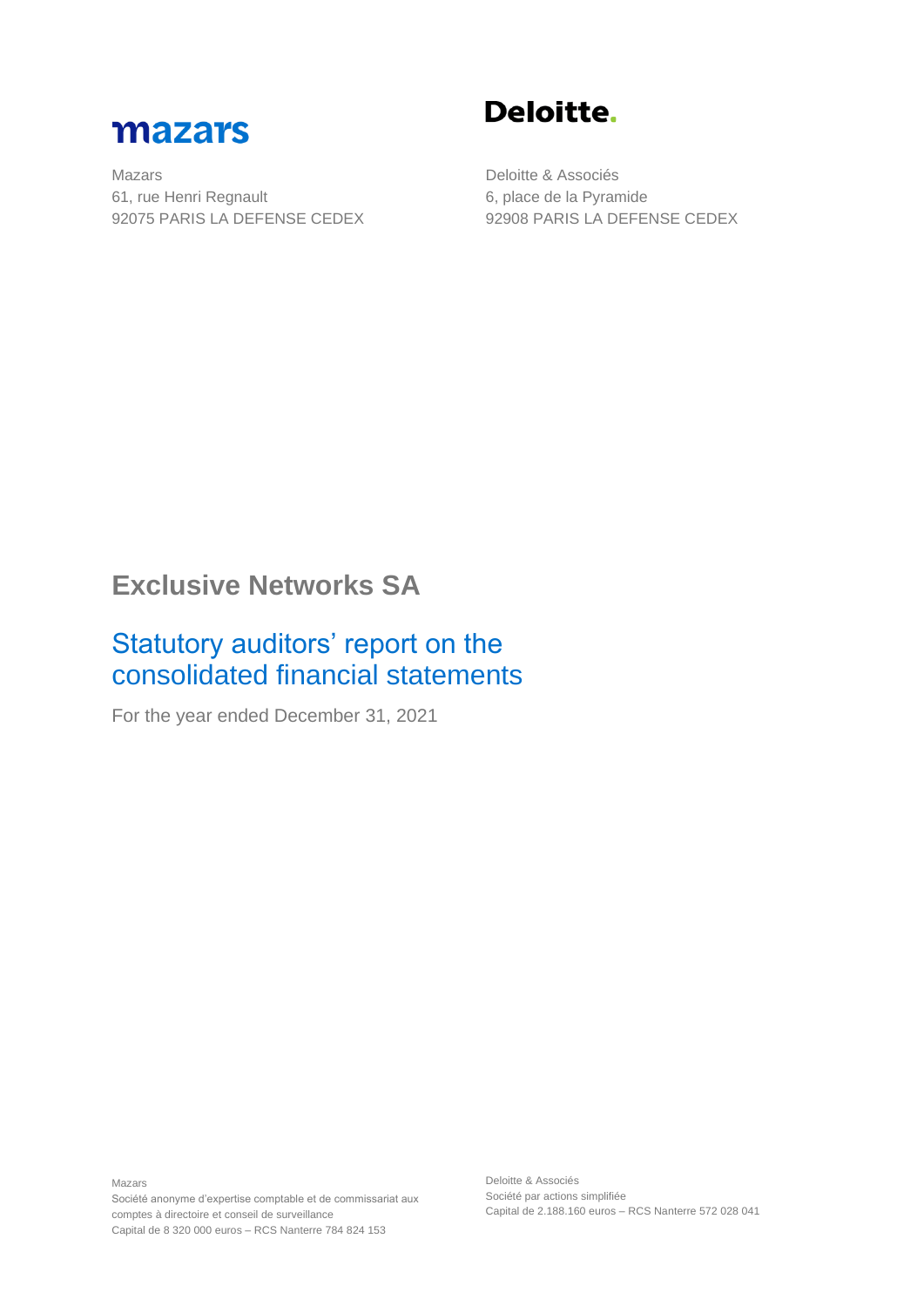**mazars**

Mazars
61, rue Henri Regnault
92075 PARIS LA DEFENSE CEDEX

**Deloitte.**

Deloitte & Associés
6, place de la Pyramide
92908 PARIS LA DEFENSE CEDEX

# Exclusive Networks SA

## Statutory auditors' report on the consolidated financial statements

For the year ended December 31, 2021

Mazars
Société anonyme d'expertise comptable et de commissariat aux comptes à directoire et conseil de surveillance
Capital de 8 320 000 euros – RCS Nanterre 784 824 153

Deloitte & Associés
Société par actions simplifiée
Capital de 2.188.160 euros – RCS Nanterre 572 028 041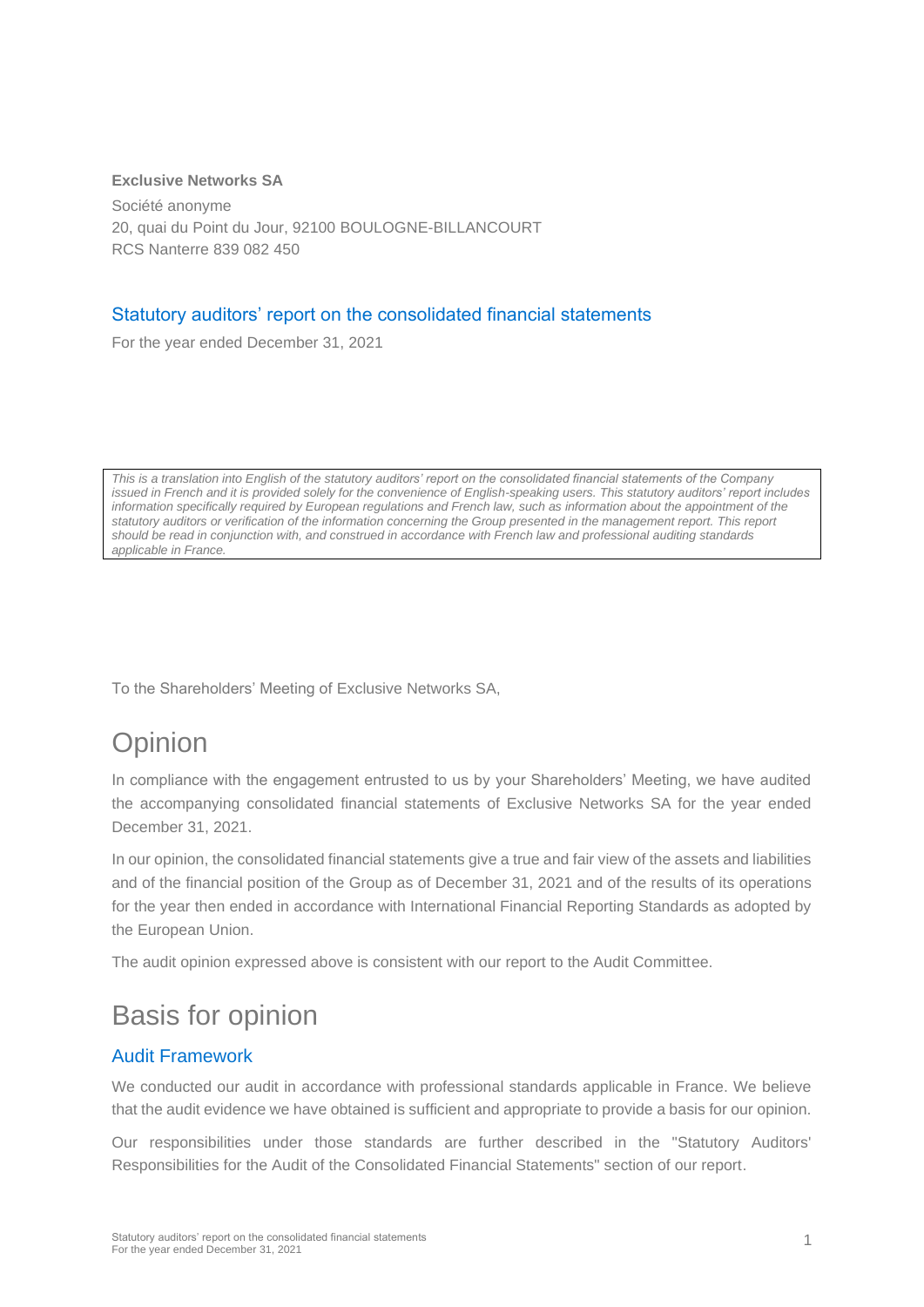**Exclusive Networks SA**

Société anonyme

20, quai du Point du Jour, 92100 BOULOGNE-BILLANCOURT

RCS Nanterre 839 082 450

## Statutory auditors' report on the consolidated financial statements

For the year ended December 31, 2021

*This is a translation into English of the statutory auditors' report on the consolidated financial statements of the Company issued in French and it is provided solely for the convenience of English-speaking users. This statutory auditors' report includes information specifically required by European regulations and French law, such as information about the appointment of the statutory auditors or verification of the information concerning the Group presented in the management report. This report should be read in conjunction with, and construed in accordance with French law and professional auditing standards applicable in France.*

To the Shareholders' Meeting of Exclusive Networks SA,

# Opinion

In compliance with the engagement entrusted to us by your Shareholders' Meeting, we have audited the accompanying consolidated financial statements of Exclusive Networks SA for the year ended December 31, 2021.

In our opinion, the consolidated financial statements give a true and fair view of the assets and liabilities and of the financial position of the Group as of December 31, 2021 and of the results of its operations for the year then ended in accordance with International Financial Reporting Standards as adopted by the European Union.

The audit opinion expressed above is consistent with our report to the Audit Committee.

# Basis for opinion

## Audit Framework

We conducted our audit in accordance with professional standards applicable in France. We believe that the audit evidence we have obtained is sufficient and appropriate to provide a basis for our opinion.

Our responsibilities under those standards are further described in the "Statutory Auditors' Responsibilities for the Audit of the Consolidated Financial Statements" section of our report.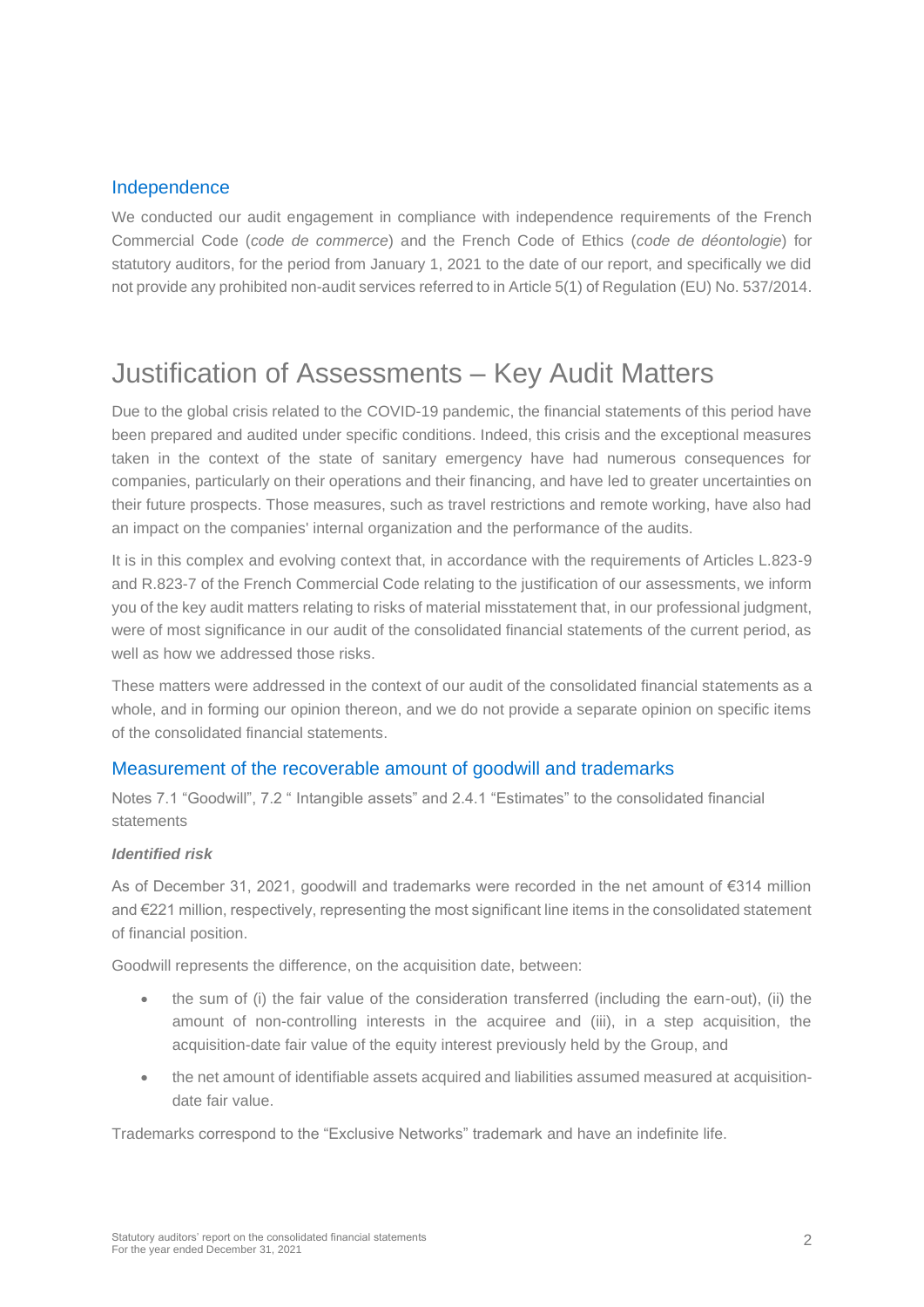## Independence

We conducted our audit engagement in compliance with independence requirements of the French Commercial Code (*code de commerce*) and the French Code of Ethics (*code de déontologie*) for statutory auditors, for the period from January 1, 2021 to the date of our report, and specifically we did not provide any prohibited non-audit services referred to in Article 5(1) of Regulation (EU) No. 537/2014.

# Justification of Assessments – Key Audit Matters

Due to the global crisis related to the COVID-19 pandemic, the financial statements of this period have been prepared and audited under specific conditions. Indeed, this crisis and the exceptional measures taken in the context of the state of sanitary emergency have had numerous consequences for companies, particularly on their operations and their financing, and have led to greater uncertainties on their future prospects. Those measures, such as travel restrictions and remote working, have also had an impact on the companies' internal organization and the performance of the audits.

It is in this complex and evolving context that, in accordance with the requirements of Articles L.823-9 and R.823-7 of the French Commercial Code relating to the justification of our assessments, we inform you of the key audit matters relating to risks of material misstatement that, in our professional judgment, were of most significance in our audit of the consolidated financial statements of the current period, as well as how we addressed those risks.

These matters were addressed in the context of our audit of the consolidated financial statements as a whole, and in forming our opinion thereon, and we do not provide a separate opinion on specific items of the consolidated financial statements.

## Measurement of the recoverable amount of goodwill and trademarks

Notes 7.1 “Goodwill”, 7.2 “ Intangible assets” and 2.4.1 “Estimates” to the consolidated financial statements

***Identified risk***

As of December 31, 2021, goodwill and trademarks were recorded in the net amount of €314 million and €221 million, respectively, representing the most significant line items in the consolidated statement of financial position.

Goodwill represents the difference, on the acquisition date, between:

- the sum of (i) the fair value of the consideration transferred (including the earn-out), (ii) the amount of non-controlling interests in the acquiree and (iii), in a step acquisition, the acquisition-date fair value of the equity interest previously held by the Group, and
- the net amount of identifiable assets acquired and liabilities assumed measured at acquisition-date fair value.

Trademarks correspond to the “Exclusive Networks” trademark and have an indefinite life.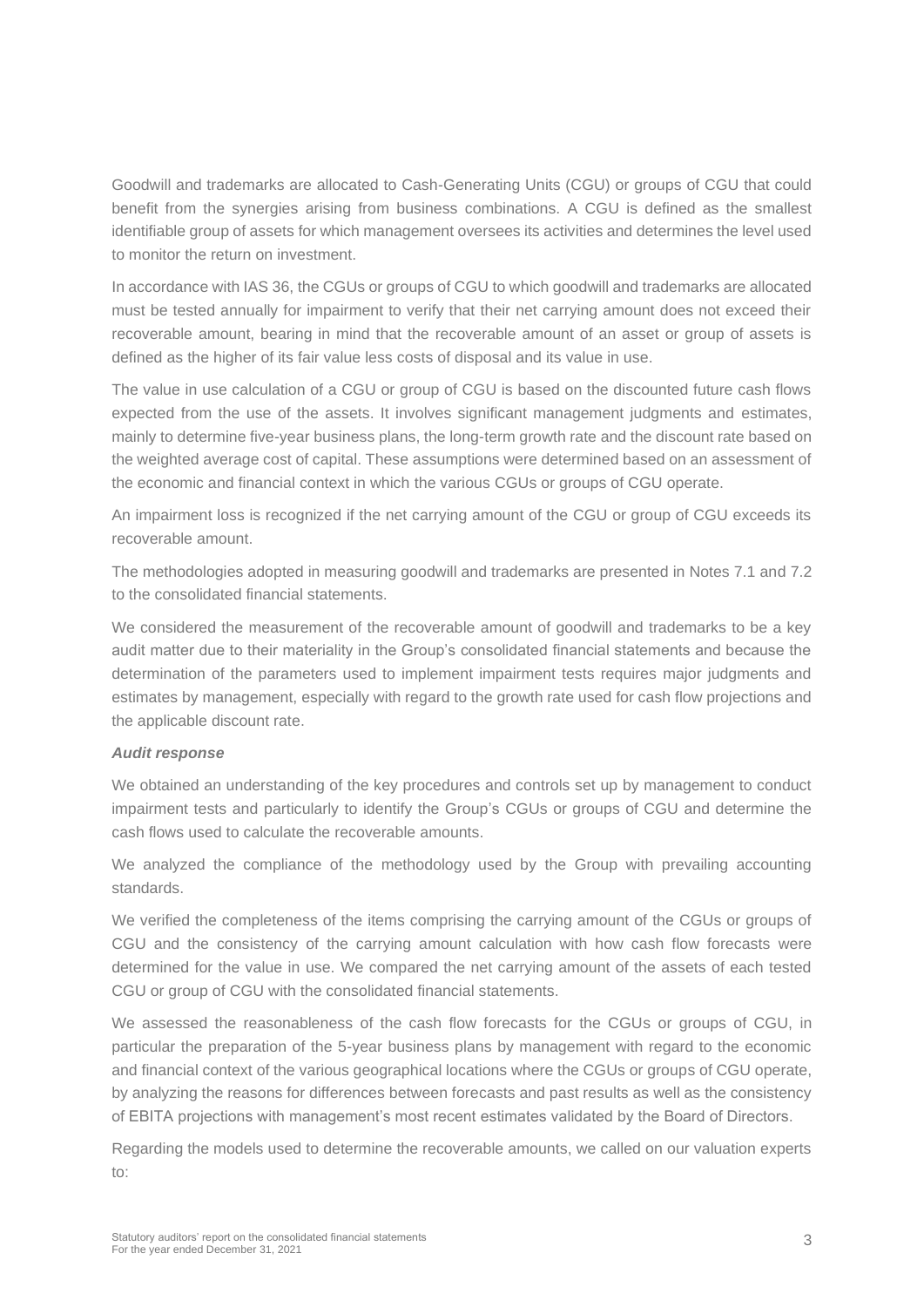Goodwill and trademarks are allocated to Cash-Generating Units (CGU) or groups of CGU that could benefit from the synergies arising from business combinations. A CGU is defined as the smallest identifiable group of assets for which management oversees its activities and determines the level used to monitor the return on investment.

In accordance with IAS 36, the CGUs or groups of CGU to which goodwill and trademarks are allocated must be tested annually for impairment to verify that their net carrying amount does not exceed their recoverable amount, bearing in mind that the recoverable amount of an asset or group of assets is defined as the higher of its fair value less costs of disposal and its value in use.

The value in use calculation of a CGU or group of CGU is based on the discounted future cash flows expected from the use of the assets. It involves significant management judgments and estimates, mainly to determine five-year business plans, the long-term growth rate and the discount rate based on the weighted average cost of capital. These assumptions were determined based on an assessment of the economic and financial context in which the various CGUs or groups of CGU operate.

An impairment loss is recognized if the net carrying amount of the CGU or group of CGU exceeds its recoverable amount.

The methodologies adopted in measuring goodwill and trademarks are presented in Notes 7.1 and 7.2 to the consolidated financial statements.

We considered the measurement of the recoverable amount of goodwill and trademarks to be a key audit matter due to their materiality in the Group's consolidated financial statements and because the determination of the parameters used to implement impairment tests requires major judgments and estimates by management, especially with regard to the growth rate used for cash flow projections and the applicable discount rate.

***Audit response***

We obtained an understanding of the key procedures and controls set up by management to conduct impairment tests and particularly to identify the Group's CGUs or groups of CGU and determine the cash flows used to calculate the recoverable amounts.

We analyzed the compliance of the methodology used by the Group with prevailing accounting standards.

We verified the completeness of the items comprising the carrying amount of the CGUs or groups of CGU and the consistency of the carrying amount calculation with how cash flow forecasts were determined for the value in use. We compared the net carrying amount of the assets of each tested CGU or group of CGU with the consolidated financial statements.

We assessed the reasonableness of the cash flow forecasts for the CGUs or groups of CGU, in particular the preparation of the 5-year business plans by management with regard to the economic and financial context of the various geographical locations where the CGUs or groups of CGU operate, by analyzing the reasons for differences between forecasts and past results as well as the consistency of EBITA projections with management's most recent estimates validated by the Board of Directors.

Regarding the models used to determine the recoverable amounts, we called on our valuation experts to: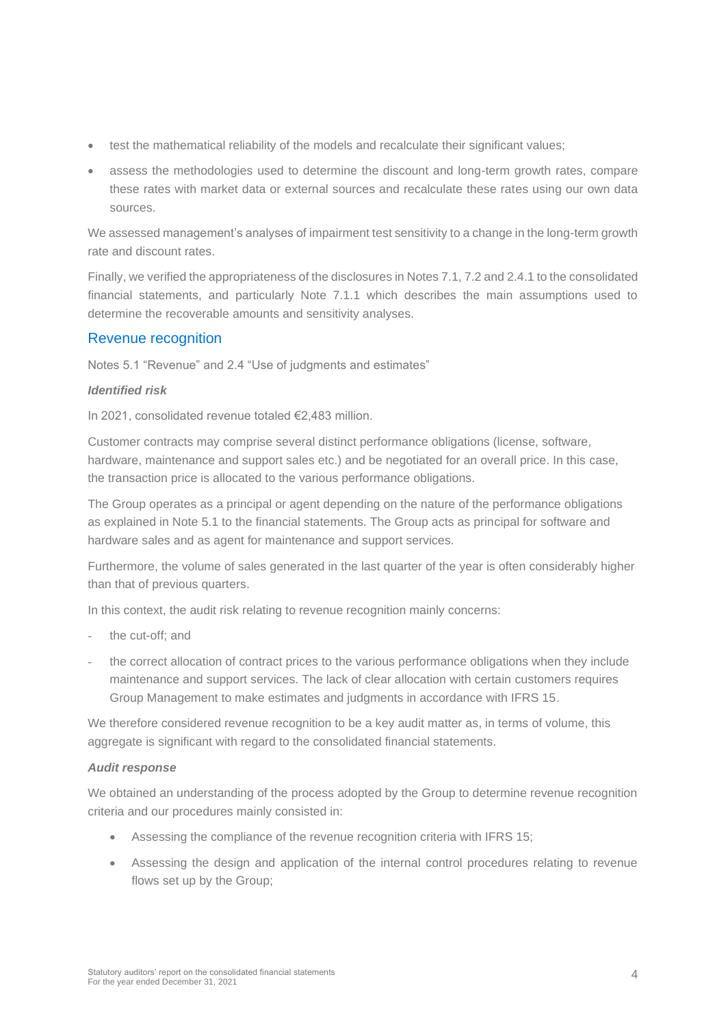- test the mathematical reliability of the models and recalculate their significant values;
- assess the methodologies used to determine the discount and long-term growth rates, compare these rates with market data or external sources and recalculate these rates using our own data sources.

We assessed management's analyses of impairment test sensitivity to a change in the long-term growth rate and discount rates.

Finally, we verified the appropriateness of the disclosures in Notes 7.1, 7.2 and 2.4.1 to the consolidated financial statements, and particularly Note 7.1.1 which describes the main assumptions used to determine the recoverable amounts and sensitivity analyses.

## Revenue recognition

Notes 5.1 "Revenue" and 2.4 "Use of judgments and estimates"

***Identified risk***

In 2021, consolidated revenue totaled €2,483 million.

Customer contracts may comprise several distinct performance obligations (license, software, hardware, maintenance and support sales etc.) and be negotiated for an overall price. In this case, the transaction price is allocated to the various performance obligations.

The Group operates as a principal or agent depending on the nature of the performance obligations as explained in Note 5.1 to the financial statements. The Group acts as principal for software and hardware sales and as agent for maintenance and support services.

Furthermore, the volume of sales generated in the last quarter of the year is often considerably higher than that of previous quarters.

In this context, the audit risk relating to revenue recognition mainly concerns:

- the cut-off; and
- the correct allocation of contract prices to the various performance obligations when they include maintenance and support services. The lack of clear allocation with certain customers requires Group Management to make estimates and judgments in accordance with IFRS 15.

We therefore considered revenue recognition to be a key audit matter as, in terms of volume, this aggregate is significant with regard to the consolidated financial statements.

***Audit response***

We obtained an understanding of the process adopted by the Group to determine revenue recognition criteria and our procedures mainly consisted in:

- Assessing the compliance of the revenue recognition criteria with IFRS 15;
- Assessing the design and application of the internal control procedures relating to revenue flows set up by the Group;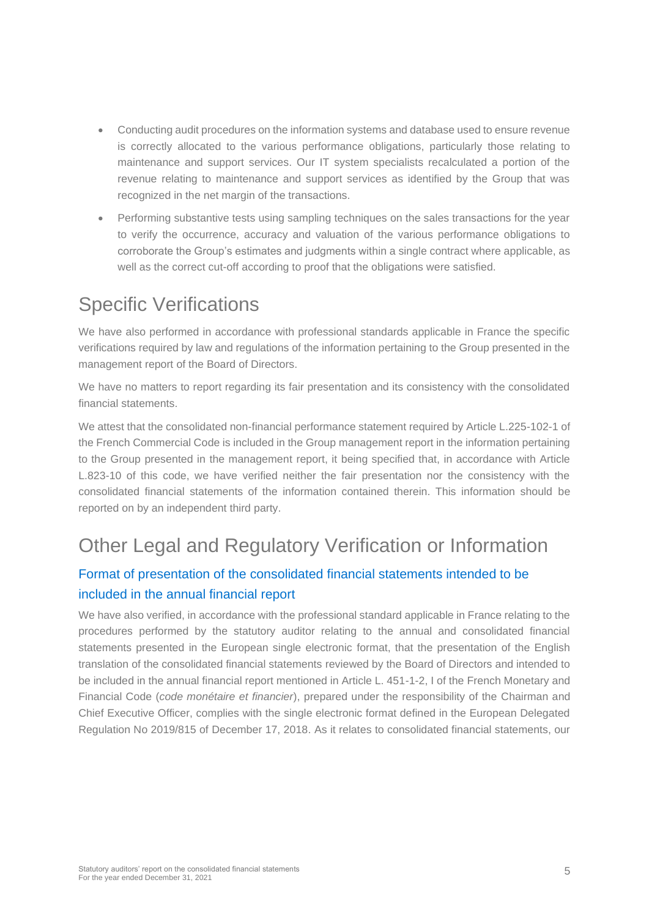- Conducting audit procedures on the information systems and database used to ensure revenue is correctly allocated to the various performance obligations, particularly those relating to maintenance and support services. Our IT system specialists recalculated a portion of the revenue relating to maintenance and support services as identified by the Group that was recognized in the net margin of the transactions.
- Performing substantive tests using sampling techniques on the sales transactions for the year to verify the occurrence, accuracy and valuation of the various performance obligations to corroborate the Group's estimates and judgments within a single contract where applicable, as well as the correct cut-off according to proof that the obligations were satisfied.

# Specific Verifications

We have also performed in accordance with professional standards applicable in France the specific verifications required by law and regulations of the information pertaining to the Group presented in the management report of the Board of Directors.

We have no matters to report regarding its fair presentation and its consistency with the consolidated financial statements.

We attest that the consolidated non-financial performance statement required by Article L.225-102-1 of the French Commercial Code is included in the Group management report in the information pertaining to the Group presented in the management report, it being specified that, in accordance with Article L.823-10 of this code, we have verified neither the fair presentation nor the consistency with the consolidated financial statements of the information contained therein. This information should be reported on by an independent third party.

# Other Legal and Regulatory Verification or Information

## Format of presentation of the consolidated financial statements intended to be included in the annual financial report

We have also verified, in accordance with the professional standard applicable in France relating to the procedures performed by the statutory auditor relating to the annual and consolidated financial statements presented in the European single electronic format, that the presentation of the English translation of the consolidated financial statements reviewed by the Board of Directors and intended to be included in the annual financial report mentioned in Article L. 451-1-2, I of the French Monetary and Financial Code (*code monétaire et financier*), prepared under the responsibility of the Chairman and Chief Executive Officer, complies with the single electronic format defined in the European Delegated Regulation No 2019/815 of December 17, 2018. As it relates to consolidated financial statements, our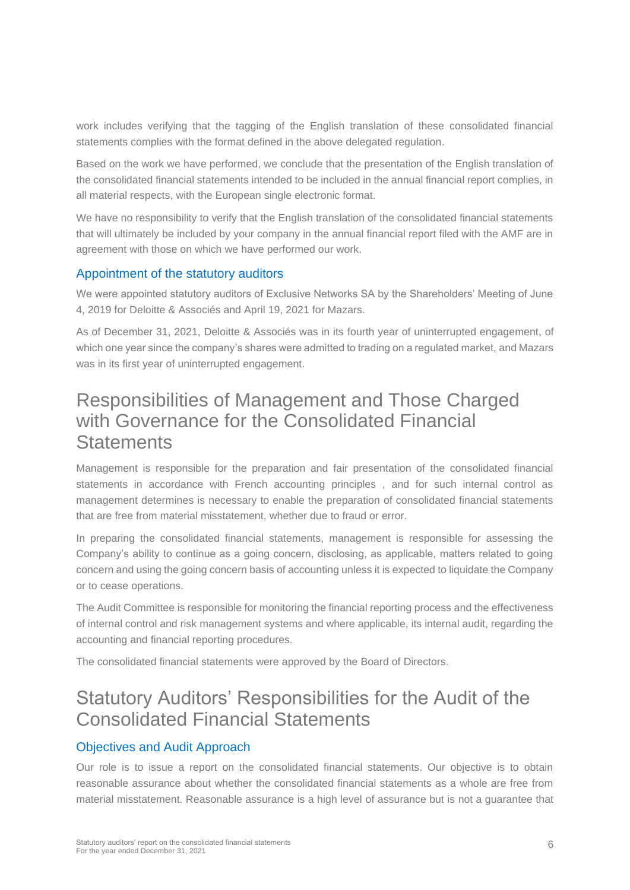work includes verifying that the tagging of the English translation of these consolidated financial statements complies with the format defined in the above delegated regulation.

Based on the work we have performed, we conclude that the presentation of the English translation of the consolidated financial statements intended to be included in the annual financial report complies, in all material respects, with the European single electronic format.

We have no responsibility to verify that the English translation of the consolidated financial statements that will ultimately be included by your company in the annual financial report filed with the AMF are in agreement with those on which we have performed our work.

### Appointment of the statutory auditors

We were appointed statutory auditors of Exclusive Networks SA by the Shareholders' Meeting of June 4, 2019 for Deloitte & Associés and April 19, 2021 for Mazars.

As of December 31, 2021, Deloitte & Associés was in its fourth year of uninterrupted engagement, of which one year since the company's shares were admitted to trading on a regulated market, and Mazars was in its first year of uninterrupted engagement.

## Responsibilities of Management and Those Charged with Governance for the Consolidated Financial Statements

Management is responsible for the preparation and fair presentation of the consolidated financial statements in accordance with French accounting principles , and for such internal control as management determines is necessary to enable the preparation of consolidated financial statements that are free from material misstatement, whether due to fraud or error.

In preparing the consolidated financial statements, management is responsible for assessing the Company's ability to continue as a going concern, disclosing, as applicable, matters related to going concern and using the going concern basis of accounting unless it is expected to liquidate the Company or to cease operations.

The Audit Committee is responsible for monitoring the financial reporting process and the effectiveness of internal control and risk management systems and where applicable, its internal audit, regarding the accounting and financial reporting procedures.

The consolidated financial statements were approved by the Board of Directors.

## Statutory Auditors' Responsibilities for the Audit of the Consolidated Financial Statements

### Objectives and Audit Approach

Our role is to issue a report on the consolidated financial statements. Our objective is to obtain reasonable assurance about whether the consolidated financial statements as a whole are free from material misstatement. Reasonable assurance is a high level of assurance but is not a guarantee that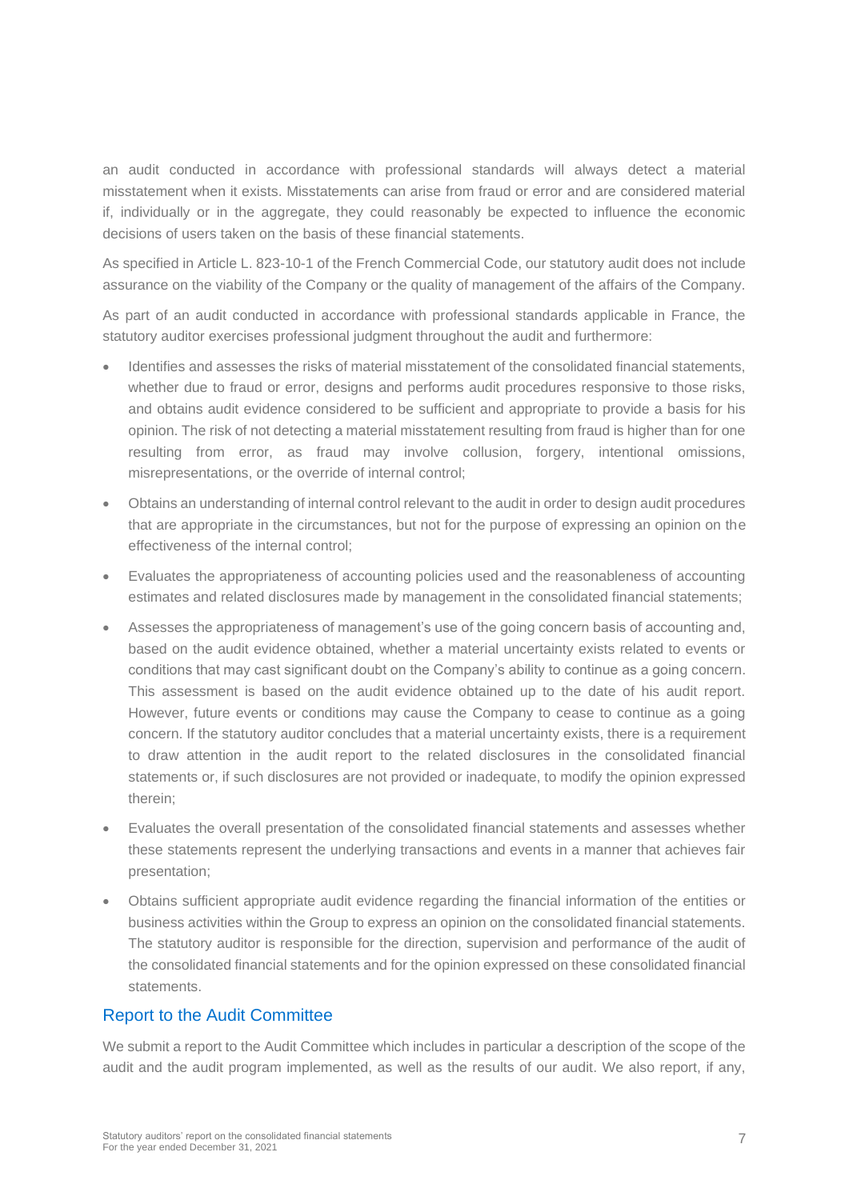an audit conducted in accordance with professional standards will always detect a material misstatement when it exists. Misstatements can arise from fraud or error and are considered material if, individually or in the aggregate, they could reasonably be expected to influence the economic decisions of users taken on the basis of these financial statements.

As specified in Article L. 823-10-1 of the French Commercial Code, our statutory audit does not include assurance on the viability of the Company or the quality of management of the affairs of the Company.

As part of an audit conducted in accordance with professional standards applicable in France, the statutory auditor exercises professional judgment throughout the audit and furthermore:

- Identifies and assesses the risks of material misstatement of the consolidated financial statements, whether due to fraud or error, designs and performs audit procedures responsive to those risks, and obtains audit evidence considered to be sufficient and appropriate to provide a basis for his opinion. The risk of not detecting a material misstatement resulting from fraud is higher than for one resulting from error, as fraud may involve collusion, forgery, intentional omissions, misrepresentations, or the override of internal control;
- Obtains an understanding of internal control relevant to the audit in order to design audit procedures that are appropriate in the circumstances, but not for the purpose of expressing an opinion on the effectiveness of the internal control;
- Evaluates the appropriateness of accounting policies used and the reasonableness of accounting estimates and related disclosures made by management in the consolidated financial statements;
- Assesses the appropriateness of management's use of the going concern basis of accounting and, based on the audit evidence obtained, whether a material uncertainty exists related to events or conditions that may cast significant doubt on the Company's ability to continue as a going concern. This assessment is based on the audit evidence obtained up to the date of his audit report. However, future events or conditions may cause the Company to cease to continue as a going concern. If the statutory auditor concludes that a material uncertainty exists, there is a requirement to draw attention in the audit report to the related disclosures in the consolidated financial statements or, if such disclosures are not provided or inadequate, to modify the opinion expressed therein;
- Evaluates the overall presentation of the consolidated financial statements and assesses whether these statements represent the underlying transactions and events in a manner that achieves fair presentation;
- Obtains sufficient appropriate audit evidence regarding the financial information of the entities or business activities within the Group to express an opinion on the consolidated financial statements. The statutory auditor is responsible for the direction, supervision and performance of the audit of the consolidated financial statements and for the opinion expressed on these consolidated financial statements.

## Report to the Audit Committee

We submit a report to the Audit Committee which includes in particular a description of the scope of the audit and the audit program implemented, as well as the results of our audit. We also report, if any,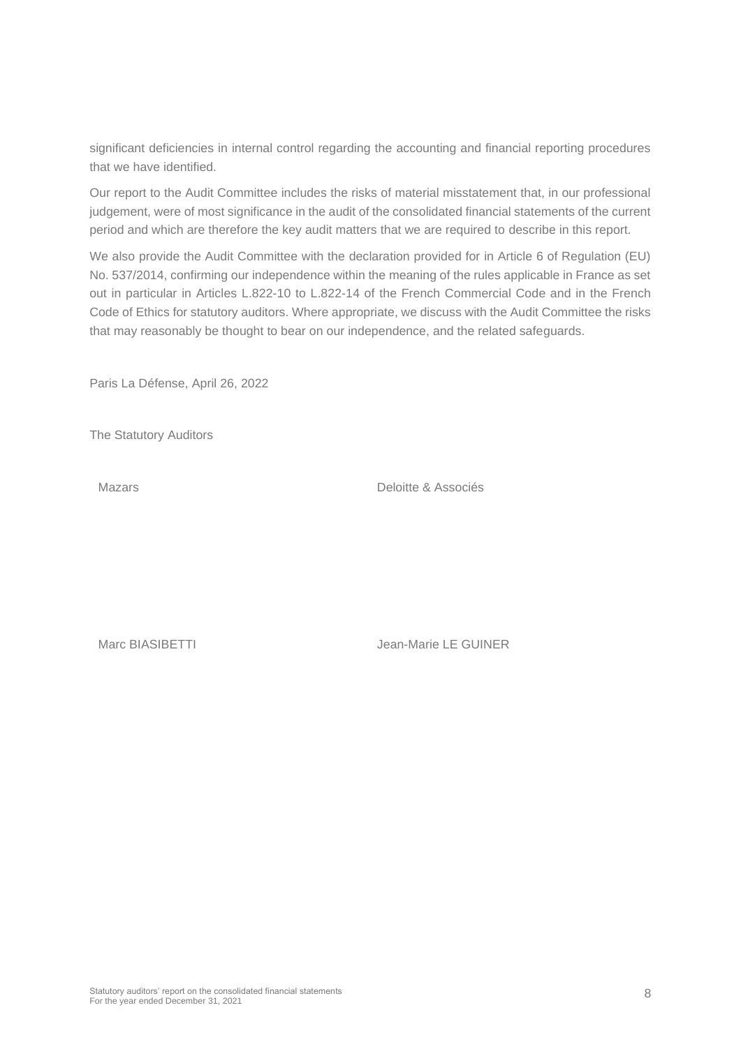significant deficiencies in internal control regarding the accounting and financial reporting procedures that we have identified.

Our report to the Audit Committee includes the risks of material misstatement that, in our professional judgement, were of most significance in the audit of the consolidated financial statements of the current period and which are therefore the key audit matters that we are required to describe in this report.

We also provide the Audit Committee with the declaration provided for in Article 6 of Regulation (EU) No. 537/2014, confirming our independence within the meaning of the rules applicable in France as set out in particular in Articles L.822-10 to L.822-14 of the French Commercial Code and in the French Code of Ethics for statutory auditors. Where appropriate, we discuss with the Audit Committee the risks that may reasonably be thought to bear on our independence, and the related safeguards.

Paris La Défense, April 26, 2022

The Statutory Auditors

| | |
|---|---|
| Mazars | Deloitte & Associés |
| Marc BIASIBETTI | Jean-Marie LE GUINER |